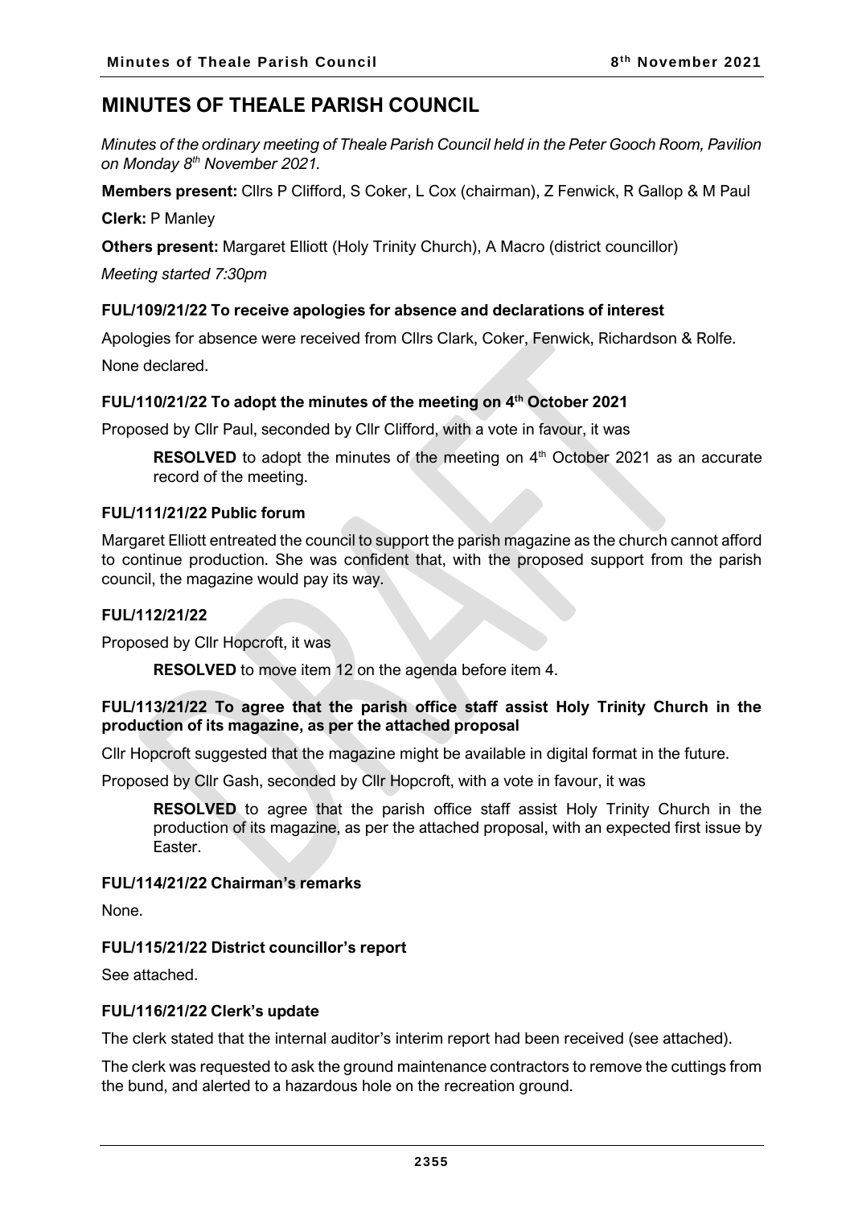# MINUTES OF THEALE PARISH COUNCIL

*Minutes of the ordinary meeting of Theale Parish Council held in the Peter Gooch Room, Pavilion on Monday 8th November 2021.*

**Members present:** Cllrs P Clifford, S Coker, L Cox (chairman), Z Fenwick, R Gallop & M Paul

**Clerk:** P Manley

**Others present:** Margaret Elliott (Holy Trinity Church), A Macro (district councillor)

*Meeting started 7:30pm*

### FUL/109/21/22 To receive apologies for absence and declarations of interest

Apologies for absence were received from Cllrs Clark, Coker, Fenwick, Richardson & Rolfe.

None declared.

### FUL/110/21/22 To adopt the minutes of the meeting on 4th October 2021

Proposed by Cllr Paul, seconded by Cllr Clifford, with a vote in favour, it was

> **RESOLVED** to adopt the minutes of the meeting on 4th October 2021 as an accurate record of the meeting.

### FUL/111/21/22 Public forum

Margaret Elliott entreated the council to support the parish magazine as the church cannot afford to continue production. She was confident that, with the proposed support from the parish council, the magazine would pay its way.

### FUL/112/21/22

Proposed by Cllr Hopcroft, it was

> **RESOLVED** to move item 12 on the agenda before item 4.

### FUL/113/21/22 To agree that the parish office staff assist Holy Trinity Church in the production of its magazine, as per the attached proposal

Cllr Hopcroft suggested that the magazine might be available in digital format in the future.

Proposed by Cllr Gash, seconded by Cllr Hopcroft, with a vote in favour, it was

> **RESOLVED** to agree that the parish office staff assist Holy Trinity Church in the production of its magazine, as per the attached proposal, with an expected first issue by Easter.

### FUL/114/21/22 Chairman's remarks

None.

### FUL/115/21/22 District councillor's report

See attached.

### FUL/116/21/22 Clerk's update

The clerk stated that the internal auditor's interim report had been received (see attached).

The clerk was requested to ask the ground maintenance contractors to remove the cuttings from the bund, and alerted to a hazardous hole on the recreation ground.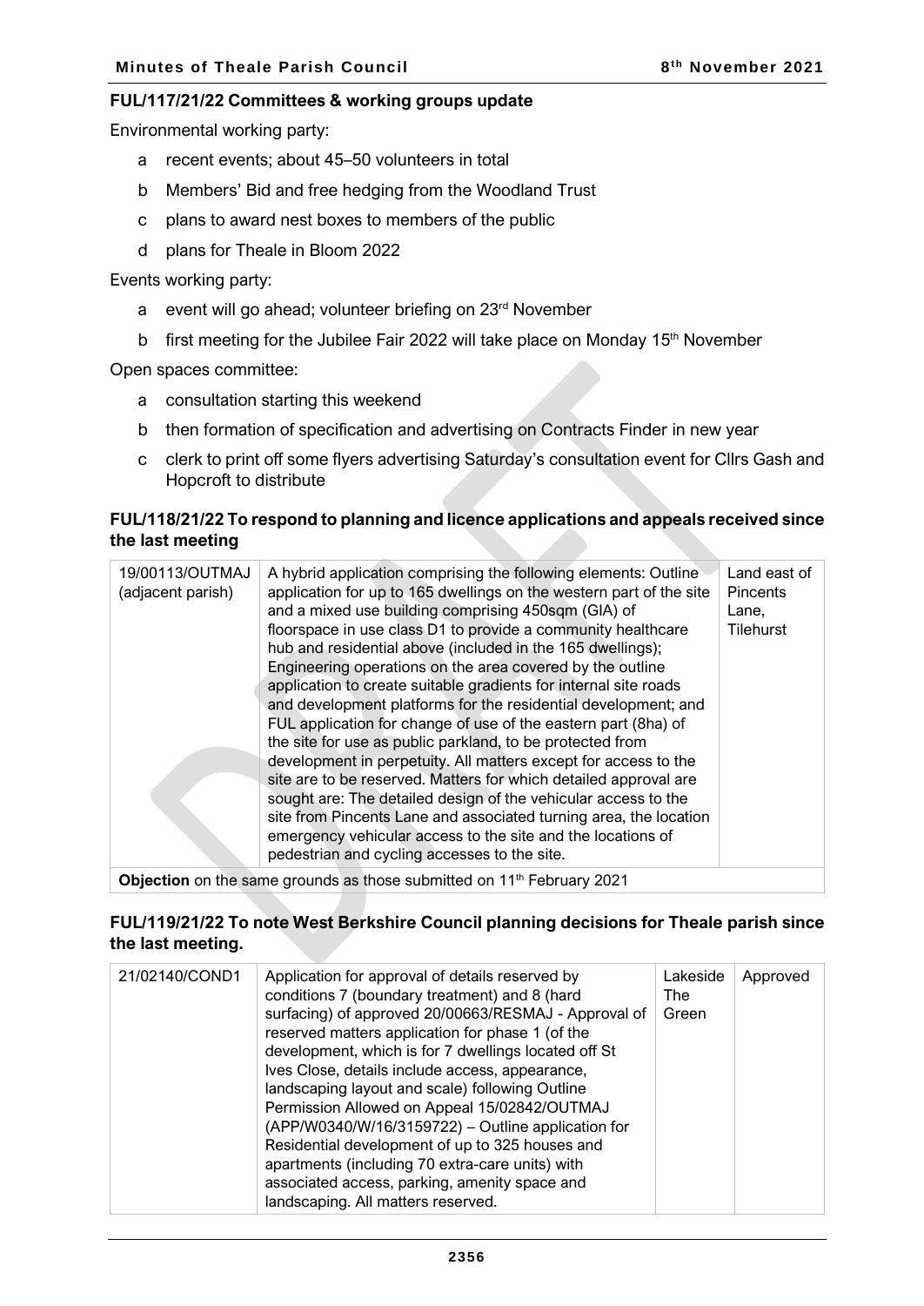### FUL/117/21/22 Committees & working groups update

Environmental working party:

- a recent events; about 45–50 volunteers in total
- b Members' Bid and free hedging from the Woodland Trust
- c plans to award nest boxes to members of the public
- d plans for Theale in Bloom 2022

Events working party:

- a event will go ahead; volunteer briefing on 23rd November
- b first meeting for the Jubilee Fair 2022 will take place on Monday 15th November

Open spaces committee:

- a consultation starting this weekend
- b then formation of specification and advertising on Contracts Finder in new year
- c clerk to print off some flyers advertising Saturday's consultation event for Cllrs Gash and Hopcroft to distribute

### FUL/118/21/22 To respond to planning and licence applications and appeals received since the last meeting

| | | |
|---|---|---|
| 19/00113/OUTMAJ (adjacent parish) | A hybrid application comprising the following elements: Outline application for up to 165 dwellings on the western part of the site and a mixed use building comprising 450sqm (GIA) of floorspace in use class D1 to provide a community healthcare hub and residential above (included in the 165 dwellings); Engineering operations on the area covered by the outline application to create suitable gradients for internal site roads and development platforms for the residential development; and FUL application for change of use of the eastern part (8ha) of the site for use as public parkland, to be protected from development in perpetuity. All matters except for access to the site are to be reserved. Matters for which detailed approval are sought are: The detailed design of the vehicular access to the site from Pincents Lane and associated turning area, the location emergency vehicular access to the site and the locations of pedestrian and cycling accesses to the site. | Land east of Pincents Lane, Tilehurst |
| **Objection** on the same grounds as those submitted on 11th February 2021 | | |

### FUL/119/21/22 To note West Berkshire Council planning decisions for Theale parish since the last meeting.

| | | | |
|---|---|---|---|
| 21/02140/COND1 | Application for approval of details reserved by conditions 7 (boundary treatment) and 8 (hard surfacing) of approved 20/00663/RESMAJ - Approval of reserved matters application for phase 1 (of the development, which is for 7 dwellings located off St Ives Close, details include access, appearance, landscaping layout and scale) following Outline Permission Allowed on Appeal 15/02842/OUTMAJ (APP/W0340/W/16/3159722) – Outline application for Residential development of up to 325 houses and apartments (including 70 extra-care units) with associated access, parking, amenity space and landscaping. All matters reserved. | Lakeside The Green | Approved |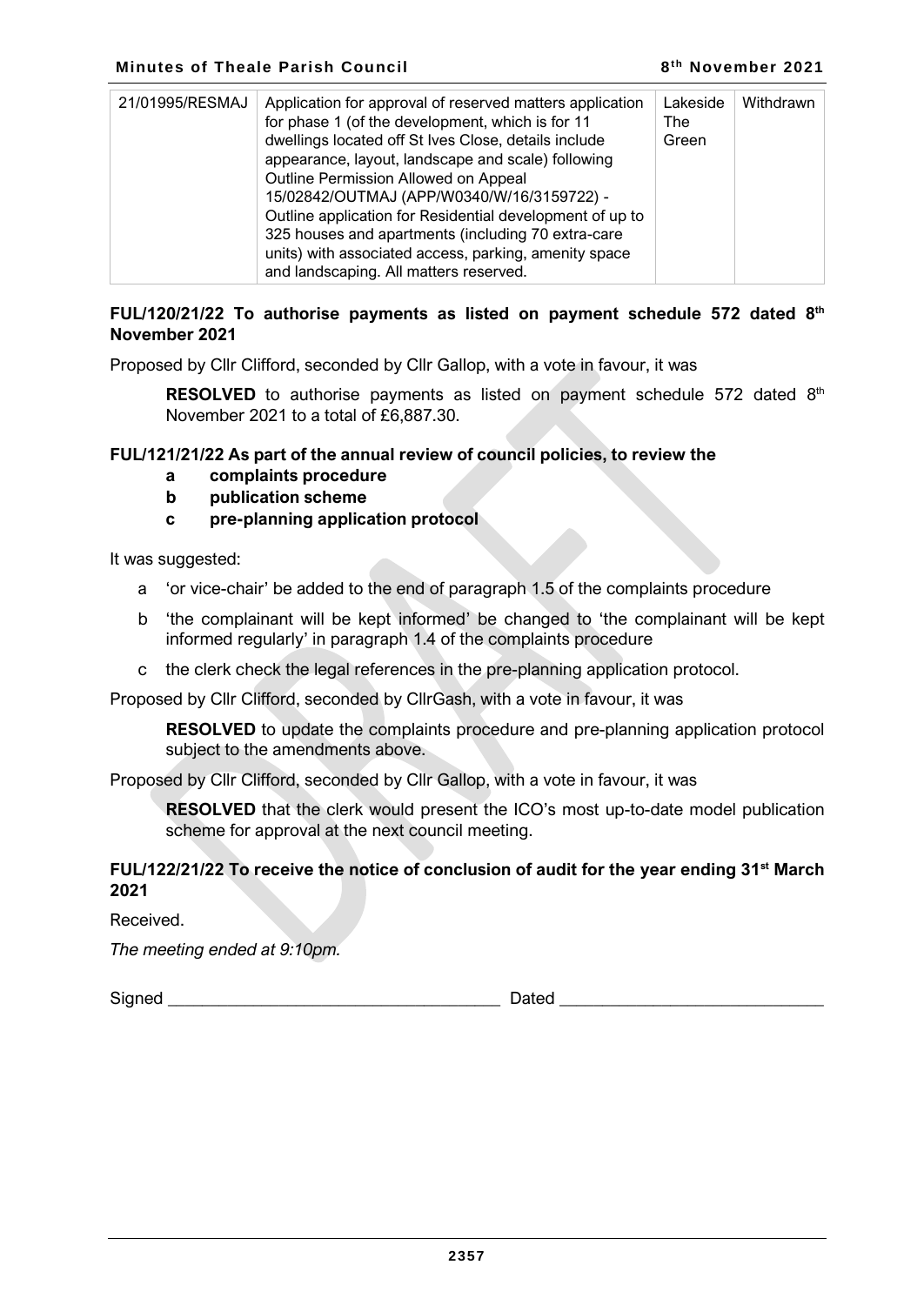| | | | |
|---|---|---|---|
| 21/01995/RESMAJ | Application for approval of reserved matters application for phase 1 (of the development, which is for 11 dwellings located off St Ives Close, details include appearance, layout, landscape and scale) following Outline Permission Allowed on Appeal 15/02842/OUTMAJ (APP/W0340/W/16/3159722) - Outline application for Residential development of up to 325 houses and apartments (including 70 extra-care units) with associated access, parking, amenity space and landscaping. All matters reserved. | Lakeside The Green | Withdrawn |

**FUL/120/21/22 To authorise payments as listed on payment schedule 572 dated 8th November 2021**

Proposed by Cllr Clifford, seconded by Cllr Gallop, with a vote in favour, it was

> **RESOLVED** to authorise payments as listed on payment schedule 572 dated 8th November 2021 to a total of £6,887.30.

**FUL/121/21/22 As part of the annual review of council policies, to review the**

- **a complaints procedure**
- **b publication scheme**
- **c pre-planning application protocol**

It was suggested:

- a 'or vice-chair' be added to the end of paragraph 1.5 of the complaints procedure
- b 'the complainant will be kept informed' be changed to 'the complainant will be kept informed regularly' in paragraph 1.4 of the complaints procedure
- c the clerk check the legal references in the pre-planning application protocol.

Proposed by Cllr Clifford, seconded by CllrGash, with a vote in favour, it was

> **RESOLVED** to update the complaints procedure and pre-planning application protocol subject to the amendments above.

Proposed by Cllr Clifford, seconded by Cllr Gallop, with a vote in favour, it was

> **RESOLVED** that the clerk would present the ICO's most up-to-date model publication scheme for approval at the next council meeting.

**FUL/122/21/22 To receive the notice of conclusion of audit for the year ending 31st March 2021**

Received.

*The meeting ended at 9:10pm.*

Signed ____________________________________ Dated ____________________________